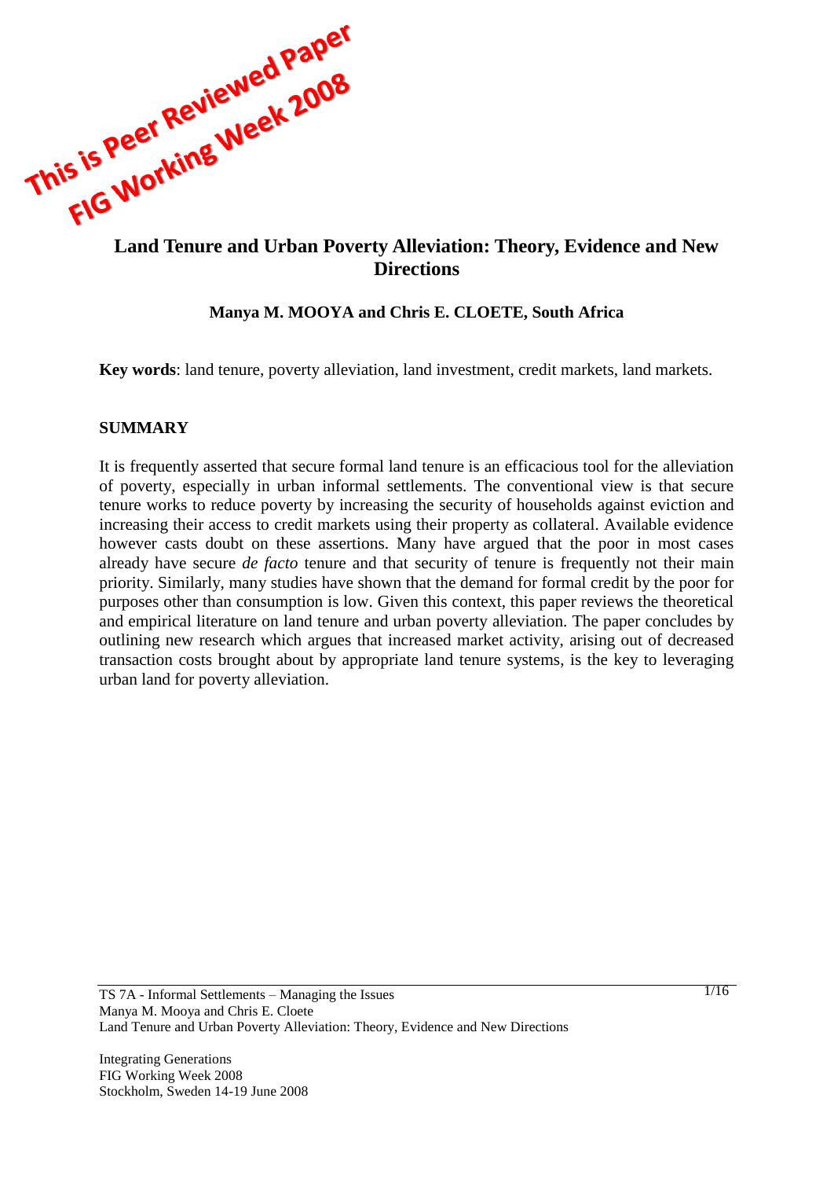This is Peer Reviewed Paper
FIG Working Week 2008

# Land Tenure and Urban Poverty Alleviation: Theory, Evidence and New Directions

**Manya M. MOOYA and Chris E. CLOETE, South Africa**

**Key words**: land tenure, poverty alleviation, land investment, credit markets, land markets.

## SUMMARY

It is frequently asserted that secure formal land tenure is an efficacious tool for the alleviation of poverty, especially in urban informal settlements. The conventional view is that secure tenure works to reduce poverty by increasing the security of households against eviction and increasing their access to credit markets using their property as collateral. Available evidence however casts doubt on these assertions. Many have argued that the poor in most cases already have secure *de facto* tenure and that security of tenure is frequently not their main priority. Similarly, many studies have shown that the demand for formal credit by the poor for purposes other than consumption is low. Given this context, this paper reviews the theoretical and empirical literature on land tenure and urban poverty alleviation. The paper concludes by outlining new research which argues that increased market activity, arising out of decreased transaction costs brought about by appropriate land tenure systems, is the key to leveraging urban land for poverty alleviation.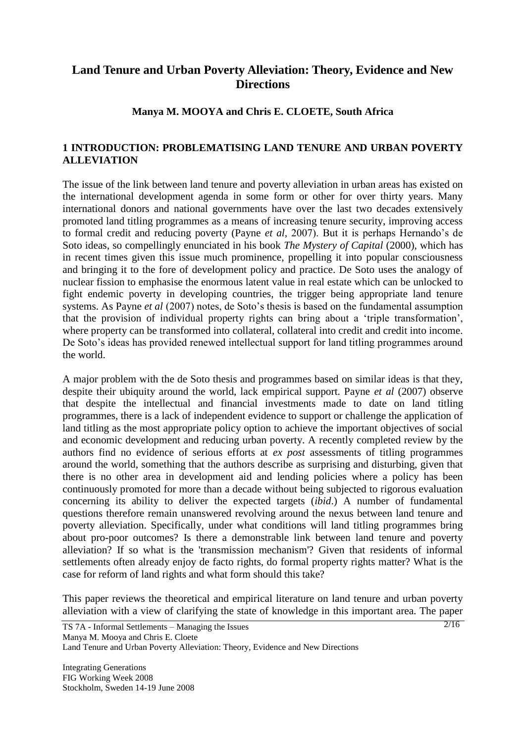# Land Tenure and Urban Poverty Alleviation: Theory, Evidence and New Directions

**Manya M. MOOYA and Chris E. CLOETE, South Africa**

## 1 INTRODUCTION: PROBLEMATISING LAND TENURE AND URBAN POVERTY ALLEVIATION

The issue of the link between land tenure and poverty alleviation in urban areas has existed on the international development agenda in some form or other for over thirty years. Many international donors and national governments have over the last two decades extensively promoted land titling programmes as a means of increasing tenure security, improving access to formal credit and reducing poverty (Payne *et al*, 2007). But it is perhaps Hernando's de Soto ideas, so compellingly enunciated in his book *The Mystery of Capital* (2000), which has in recent times given this issue much prominence, propelling it into popular consciousness and bringing it to the fore of development policy and practice. De Soto uses the analogy of nuclear fission to emphasise the enormous latent value in real estate which can be unlocked to fight endemic poverty in developing countries, the trigger being appropriate land tenure systems. As Payne *et al* (2007) notes, de Soto's thesis is based on the fundamental assumption that the provision of individual property rights can bring about a 'triple transformation', where property can be transformed into collateral, collateral into credit and credit into income. De Soto's ideas has provided renewed intellectual support for land titling programmes around the world.

A major problem with the de Soto thesis and programmes based on similar ideas is that they, despite their ubiquity around the world, lack empirical support. Payne *et al* (2007) observe that despite the intellectual and financial investments made to date on land titling programmes, there is a lack of independent evidence to support or challenge the application of land titling as the most appropriate policy option to achieve the important objectives of social and economic development and reducing urban poverty. A recently completed review by the authors find no evidence of serious efforts at *ex post* assessments of titling programmes around the world, something that the authors describe as surprising and disturbing, given that there is no other area in development aid and lending policies where a policy has been continuously promoted for more than a decade without being subjected to rigorous evaluation concerning its ability to deliver the expected targets (*ibid*.) A number of fundamental questions therefore remain unanswered revolving around the nexus between land tenure and poverty alleviation. Specifically, under what conditions will land titling programmes bring about pro-poor outcomes? Is there a demonstrable link between land tenure and poverty alleviation? If so what is the 'transmission mechanism'? Given that residents of informal settlements often already enjoy de facto rights, do formal property rights matter? What is the case for reform of land rights and what form should this take?

This paper reviews the theoretical and empirical literature on land tenure and urban poverty alleviation with a view of clarifying the state of knowledge in this important area. The paper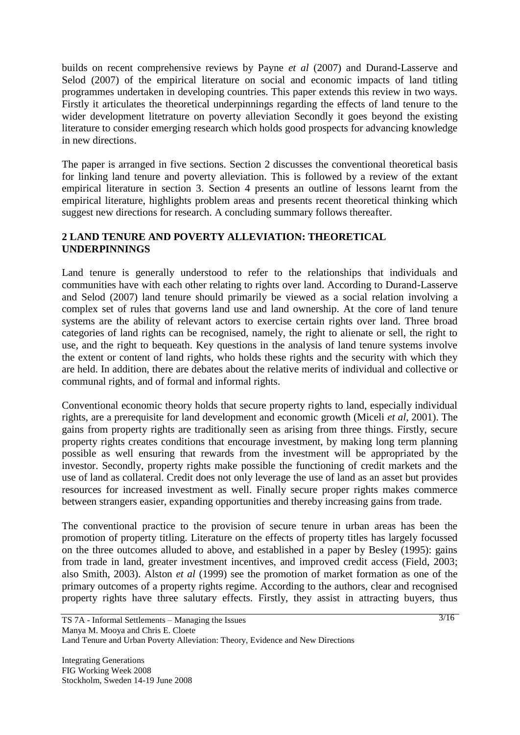builds on recent comprehensive reviews by Payne *et al* (2007) and Durand-Lasserve and Selod (2007) of the empirical literature on social and economic impacts of land titling programmes undertaken in developing countries. This paper extends this review in two ways. Firstly it articulates the theoretical underpinnings regarding the effects of land tenure to the wider development litetrature on poverty alleviation Secondly it goes beyond the existing literature to consider emerging research which holds good prospects for advancing knowledge in new directions.

The paper is arranged in five sections. Section 2 discusses the conventional theoretical basis for linking land tenure and poverty alleviation. This is followed by a review of the extant empirical literature in section 3. Section 4 presents an outline of lessons learnt from the empirical literature, highlights problem areas and presents recent theoretical thinking which suggest new directions for research. A concluding summary follows thereafter.

## 2 LAND TENURE AND POVERTY ALLEVIATION: THEORETICAL UNDERPINNINGS

Land tenure is generally understood to refer to the relationships that individuals and communities have with each other relating to rights over land. According to Durand-Lasserve and Selod (2007) land tenure should primarily be viewed as a social relation involving a complex set of rules that governs land use and land ownership. At the core of land tenure systems are the ability of relevant actors to exercise certain rights over land. Three broad categories of land rights can be recognised, namely, the right to alienate or sell, the right to use, and the right to bequeath. Key questions in the analysis of land tenure systems involve the extent or content of land rights, who holds these rights and the security with which they are held. In addition, there are debates about the relative merits of individual and collective or communal rights, and of formal and informal rights.

Conventional economic theory holds that secure property rights to land, especially individual rights, are a prerequisite for land development and economic growth (Miceli *et al,* 2001). The gains from property rights are traditionally seen as arising from three things. Firstly, secure property rights creates conditions that encourage investment, by making long term planning possible as well ensuring that rewards from the investment will be appropriated by the investor. Secondly, property rights make possible the functioning of credit markets and the use of land as collateral. Credit does not only leverage the use of land as an asset but provides resources for increased investment as well. Finally secure proper rights makes commerce between strangers easier, expanding opportunities and thereby increasing gains from trade.

The conventional practice to the provision of secure tenure in urban areas has been the promotion of property titling. Literature on the effects of property titles has largely focussed on the three outcomes alluded to above, and established in a paper by Besley (1995): gains from trade in land, greater investment incentives, and improved credit access (Field, 2003; also Smith, 2003). Alston *et al* (1999) see the promotion of market formation as one of the primary outcomes of a property rights regime. According to the authors, clear and recognised property rights have three salutary effects. Firstly, they assist in attracting buyers, thus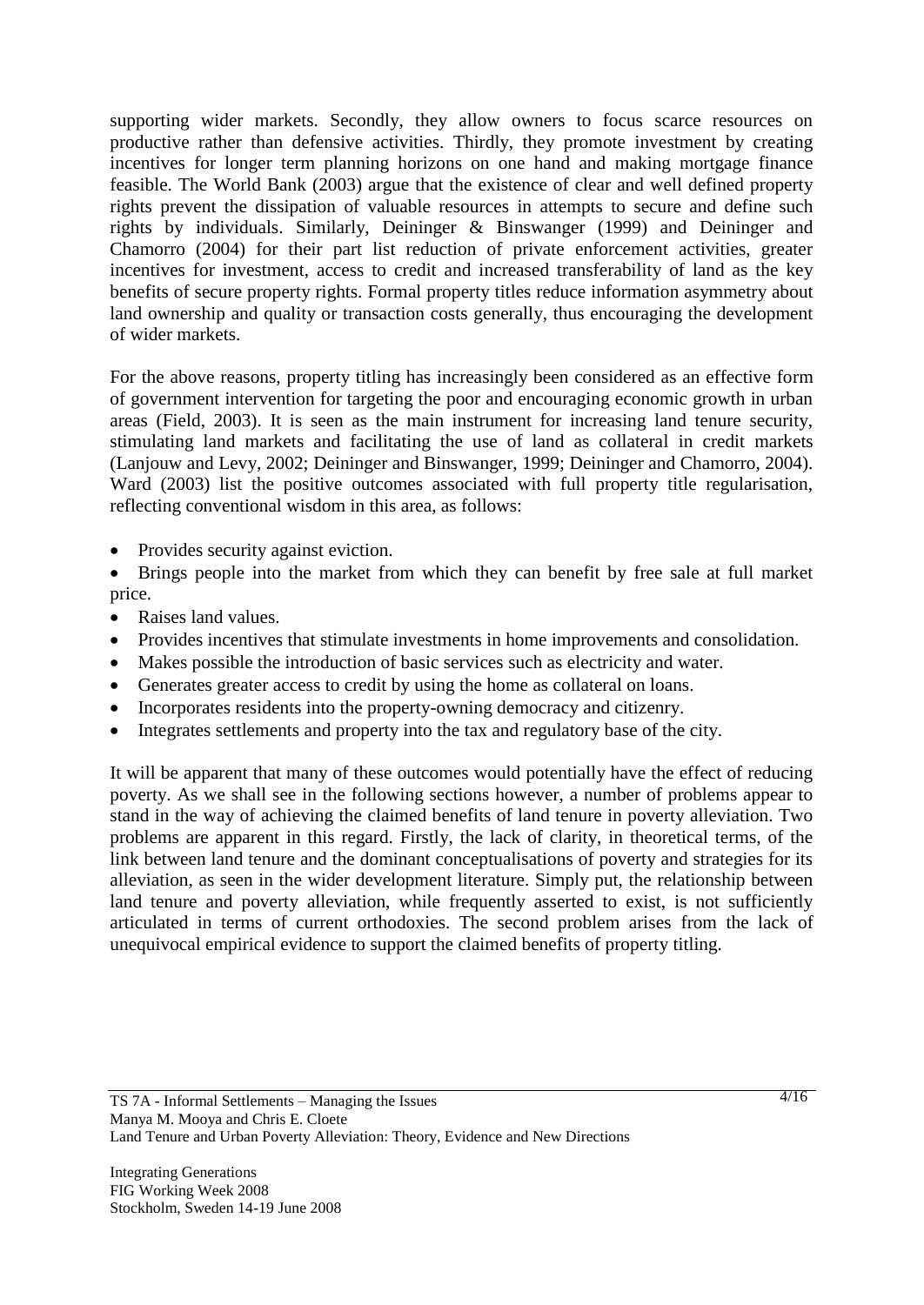supporting wider markets. Secondly, they allow owners to focus scarce resources on productive rather than defensive activities. Thirdly, they promote investment by creating incentives for longer term planning horizons on one hand and making mortgage finance feasible. The World Bank (2003) argue that the existence of clear and well defined property rights prevent the dissipation of valuable resources in attempts to secure and define such rights by individuals. Similarly, Deininger & Binswanger (1999) and Deininger and Chamorro (2004) for their part list reduction of private enforcement activities, greater incentives for investment, access to credit and increased transferability of land as the key benefits of secure property rights. Formal property titles reduce information asymmetry about land ownership and quality or transaction costs generally, thus encouraging the development of wider markets.

For the above reasons, property titling has increasingly been considered as an effective form of government intervention for targeting the poor and encouraging economic growth in urban areas (Field, 2003). It is seen as the main instrument for increasing land tenure security, stimulating land markets and facilitating the use of land as collateral in credit markets (Lanjouw and Levy, 2002; Deininger and Binswanger, 1999; Deininger and Chamorro, 2004). Ward (2003) list the positive outcomes associated with full property title regularisation, reflecting conventional wisdom in this area, as follows:

- Provides security against eviction.
- Brings people into the market from which they can benefit by free sale at full market price.
- Raises land values.
- Provides incentives that stimulate investments in home improvements and consolidation.
- Makes possible the introduction of basic services such as electricity and water.
- Generates greater access to credit by using the home as collateral on loans.
- Incorporates residents into the property-owning democracy and citizenry.
- Integrates settlements and property into the tax and regulatory base of the city.

It will be apparent that many of these outcomes would potentially have the effect of reducing poverty. As we shall see in the following sections however, a number of problems appear to stand in the way of achieving the claimed benefits of land tenure in poverty alleviation. Two problems are apparent in this regard. Firstly, the lack of clarity, in theoretical terms, of the link between land tenure and the dominant conceptualisations of poverty and strategies for its alleviation, as seen in the wider development literature. Simply put, the relationship between land tenure and poverty alleviation, while frequently asserted to exist, is not sufficiently articulated in terms of current orthodoxies. The second problem arises from the lack of unequivocal empirical evidence to support the claimed benefits of property titling.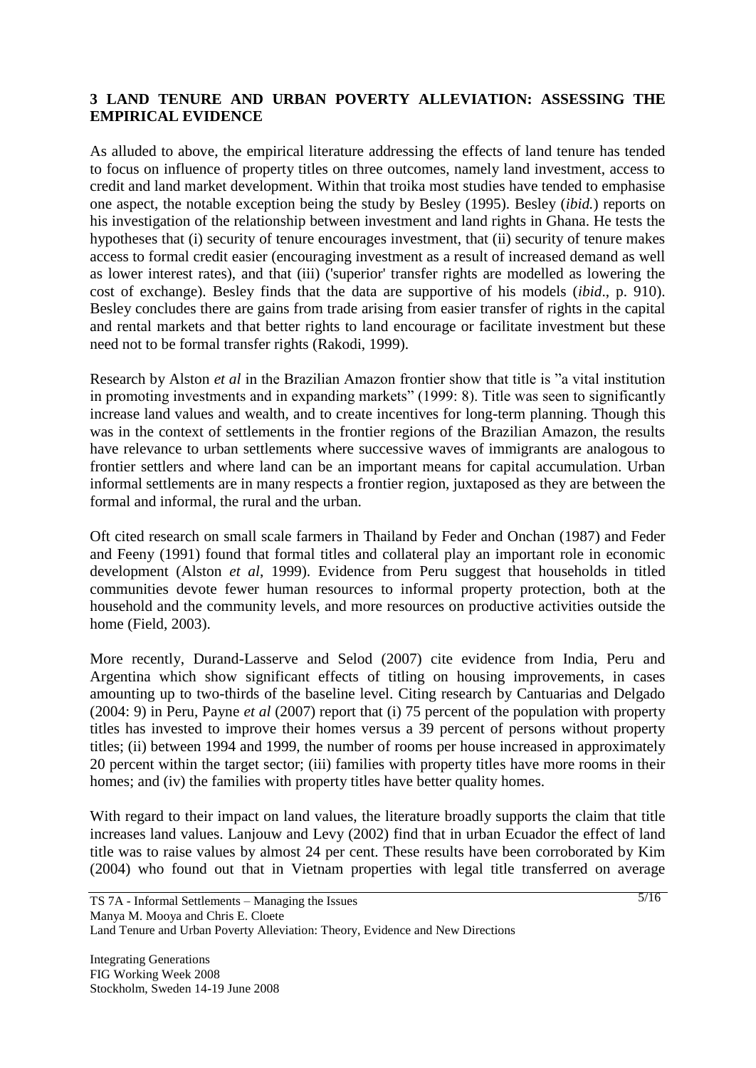## 3 LAND TENURE AND URBAN POVERTY ALLEVIATION: ASSESSING THE EMPIRICAL EVIDENCE

As alluded to above, the empirical literature addressing the effects of land tenure has tended to focus on influence of property titles on three outcomes, namely land investment, access to credit and land market development. Within that troika most studies have tended to emphasise one aspect, the notable exception being the study by Besley (1995). Besley (*ibid.*) reports on his investigation of the relationship between investment and land rights in Ghana. He tests the hypotheses that (i) security of tenure encourages investment, that (ii) security of tenure makes access to formal credit easier (encouraging investment as a result of increased demand as well as lower interest rates), and that (iii) ('superior' transfer rights are modelled as lowering the cost of exchange). Besley finds that the data are supportive of his models (*ibid*., p. 910). Besley concludes there are gains from trade arising from easier transfer of rights in the capital and rental markets and that better rights to land encourage or facilitate investment but these need not to be formal transfer rights (Rakodi, 1999).

Research by Alston *et al* in the Brazilian Amazon frontier show that title is "a vital institution in promoting investments and in expanding markets" (1999: 8). Title was seen to significantly increase land values and wealth, and to create incentives for long-term planning. Though this was in the context of settlements in the frontier regions of the Brazilian Amazon, the results have relevance to urban settlements where successive waves of immigrants are analogous to frontier settlers and where land can be an important means for capital accumulation. Urban informal settlements are in many respects a frontier region, juxtaposed as they are between the formal and informal, the rural and the urban.

Oft cited research on small scale farmers in Thailand by Feder and Onchan (1987) and Feder and Feeny (1991) found that formal titles and collateral play an important role in economic development (Alston *et al*, 1999). Evidence from Peru suggest that households in titled communities devote fewer human resources to informal property protection, both at the household and the community levels, and more resources on productive activities outside the home (Field, 2003).

More recently, Durand-Lasserve and Selod (2007) cite evidence from India, Peru and Argentina which show significant effects of titling on housing improvements, in cases amounting up to two-thirds of the baseline level. Citing research by Cantuarias and Delgado (2004: 9) in Peru, Payne *et al* (2007) report that (i) 75 percent of the population with property titles has invested to improve their homes versus a 39 percent of persons without property titles; (ii) between 1994 and 1999, the number of rooms per house increased in approximately 20 percent within the target sector; (iii) families with property titles have more rooms in their homes; and (iv) the families with property titles have better quality homes.

With regard to their impact on land values, the literature broadly supports the claim that title increases land values. Lanjouw and Levy (2002) find that in urban Ecuador the effect of land title was to raise values by almost 24 per cent. These results have been corroborated by Kim (2004) who found out that in Vietnam properties with legal title transferred on average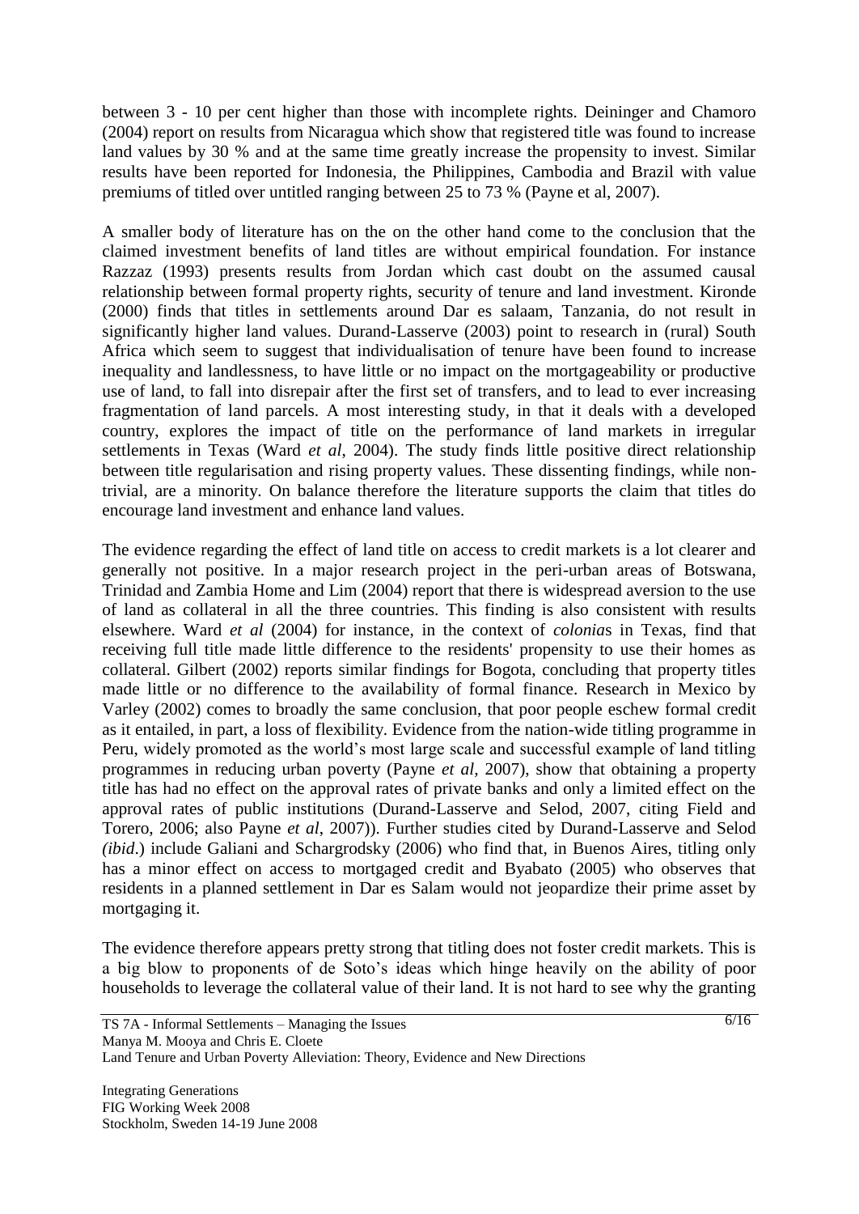between 3 - 10 per cent higher than those with incomplete rights. Deininger and Chamoro (2004) report on results from Nicaragua which show that registered title was found to increase land values by 30 % and at the same time greatly increase the propensity to invest. Similar results have been reported for Indonesia, the Philippines, Cambodia and Brazil with value premiums of titled over untitled ranging between 25 to 73 % (Payne et al, 2007).

A smaller body of literature has on the on the other hand come to the conclusion that the claimed investment benefits of land titles are without empirical foundation. For instance Razzaz (1993) presents results from Jordan which cast doubt on the assumed causal relationship between formal property rights, security of tenure and land investment. Kironde (2000) finds that titles in settlements around Dar es salaam, Tanzania, do not result in significantly higher land values. Durand-Lasserve (2003) point to research in (rural) South Africa which seem to suggest that individualisation of tenure have been found to increase inequality and landlessness, to have little or no impact on the mortgageability or productive use of land, to fall into disrepair after the first set of transfers, and to lead to ever increasing fragmentation of land parcels. A most interesting study, in that it deals with a developed country, explores the impact of title on the performance of land markets in irregular settlements in Texas (Ward *et al*, 2004). The study finds little positive direct relationship between title regularisation and rising property values. These dissenting findings, while non-trivial, are a minority. On balance therefore the literature supports the claim that titles do encourage land investment and enhance land values.

The evidence regarding the effect of land title on access to credit markets is a lot clearer and generally not positive. In a major research project in the peri-urban areas of Botswana, Trinidad and Zambia Home and Lim (2004) report that there is widespread aversion to the use of land as collateral in all the three countries. This finding is also consistent with results elsewhere. Ward *et al* (2004) for instance, in the context of *colonia*s in Texas, find that receiving full title made little difference to the residents' propensity to use their homes as collateral. Gilbert (2002) reports similar findings for Bogota, concluding that property titles made little or no difference to the availability of formal finance. Research in Mexico by Varley (2002) comes to broadly the same conclusion, that poor people eschew formal credit as it entailed, in part, a loss of flexibility. Evidence from the nation-wide titling programme in Peru, widely promoted as the world's most large scale and successful example of land titling programmes in reducing urban poverty (Payne *et al*, 2007), show that obtaining a property title has had no effect on the approval rates of private banks and only a limited effect on the approval rates of public institutions (Durand-Lasserve and Selod, 2007, citing Field and Torero, 2006; also Payne *et al*, 2007)). Further studies cited by Durand-Lasserve and Selod *(ibid*.) include Galiani and Schargrodsky (2006) who find that, in Buenos Aires, titling only has a minor effect on access to mortgaged credit and Byabato (2005) who observes that residents in a planned settlement in Dar es Salam would not jeopardize their prime asset by mortgaging it.

The evidence therefore appears pretty strong that titling does not foster credit markets. This is a big blow to proponents of de Soto's ideas which hinge heavily on the ability of poor households to leverage the collateral value of their land. It is not hard to see why the granting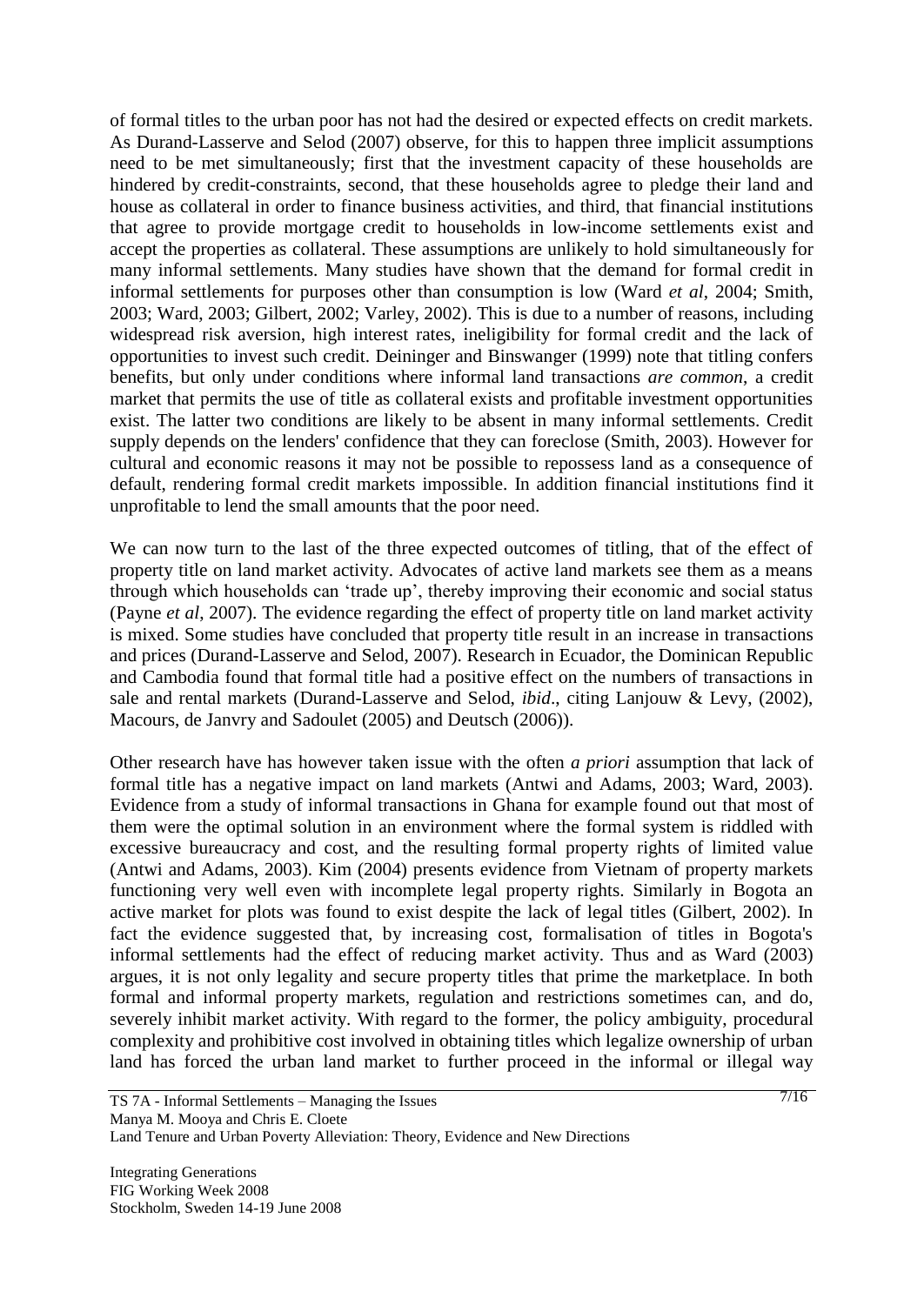of formal titles to the urban poor has not had the desired or expected effects on credit markets. As Durand-Lasserve and Selod (2007) observe, for this to happen three implicit assumptions need to be met simultaneously; first that the investment capacity of these households are hindered by credit-constraints, second, that these households agree to pledge their land and house as collateral in order to finance business activities, and third, that financial institutions that agree to provide mortgage credit to households in low-income settlements exist and accept the properties as collateral. These assumptions are unlikely to hold simultaneously for many informal settlements. Many studies have shown that the demand for formal credit in informal settlements for purposes other than consumption is low (Ward *et al*, 2004; Smith, 2003; Ward, 2003; Gilbert, 2002; Varley, 2002). This is due to a number of reasons, including widespread risk aversion, high interest rates, ineligibility for formal credit and the lack of opportunities to invest such credit. Deininger and Binswanger (1999) note that titling confers benefits, but only under conditions where informal land transactions *are common*, a credit market that permits the use of title as collateral exists and profitable investment opportunities exist. The latter two conditions are likely to be absent in many informal settlements. Credit supply depends on the lenders' confidence that they can foreclose (Smith, 2003). However for cultural and economic reasons it may not be possible to repossess land as a consequence of default, rendering formal credit markets impossible. In addition financial institutions find it unprofitable to lend the small amounts that the poor need.

We can now turn to the last of the three expected outcomes of titling, that of the effect of property title on land market activity. Advocates of active land markets see them as a means through which households can 'trade up', thereby improving their economic and social status (Payne *et al*, 2007). The evidence regarding the effect of property title on land market activity is mixed. Some studies have concluded that property title result in an increase in transactions and prices (Durand-Lasserve and Selod, 2007). Research in Ecuador, the Dominican Republic and Cambodia found that formal title had a positive effect on the numbers of transactions in sale and rental markets (Durand-Lasserve and Selod, *ibid*., citing Lanjouw & Levy, (2002), Macours, de Janvry and Sadoulet (2005) and Deutsch (2006)).

Other research have has however taken issue with the often *a priori* assumption that lack of formal title has a negative impact on land markets (Antwi and Adams, 2003; Ward, 2003). Evidence from a study of informal transactions in Ghana for example found out that most of them were the optimal solution in an environment where the formal system is riddled with excessive bureaucracy and cost, and the resulting formal property rights of limited value (Antwi and Adams, 2003). Kim (2004) presents evidence from Vietnam of property markets functioning very well even with incomplete legal property rights. Similarly in Bogota an active market for plots was found to exist despite the lack of legal titles (Gilbert, 2002). In fact the evidence suggested that, by increasing cost, formalisation of titles in Bogota's informal settlements had the effect of reducing market activity. Thus and as Ward (2003) argues, it is not only legality and secure property titles that prime the marketplace. In both formal and informal property markets, regulation and restrictions sometimes can, and do, severely inhibit market activity. With regard to the former, the policy ambiguity, procedural complexity and prohibitive cost involved in obtaining titles which legalize ownership of urban land has forced the urban land market to further proceed in the informal or illegal way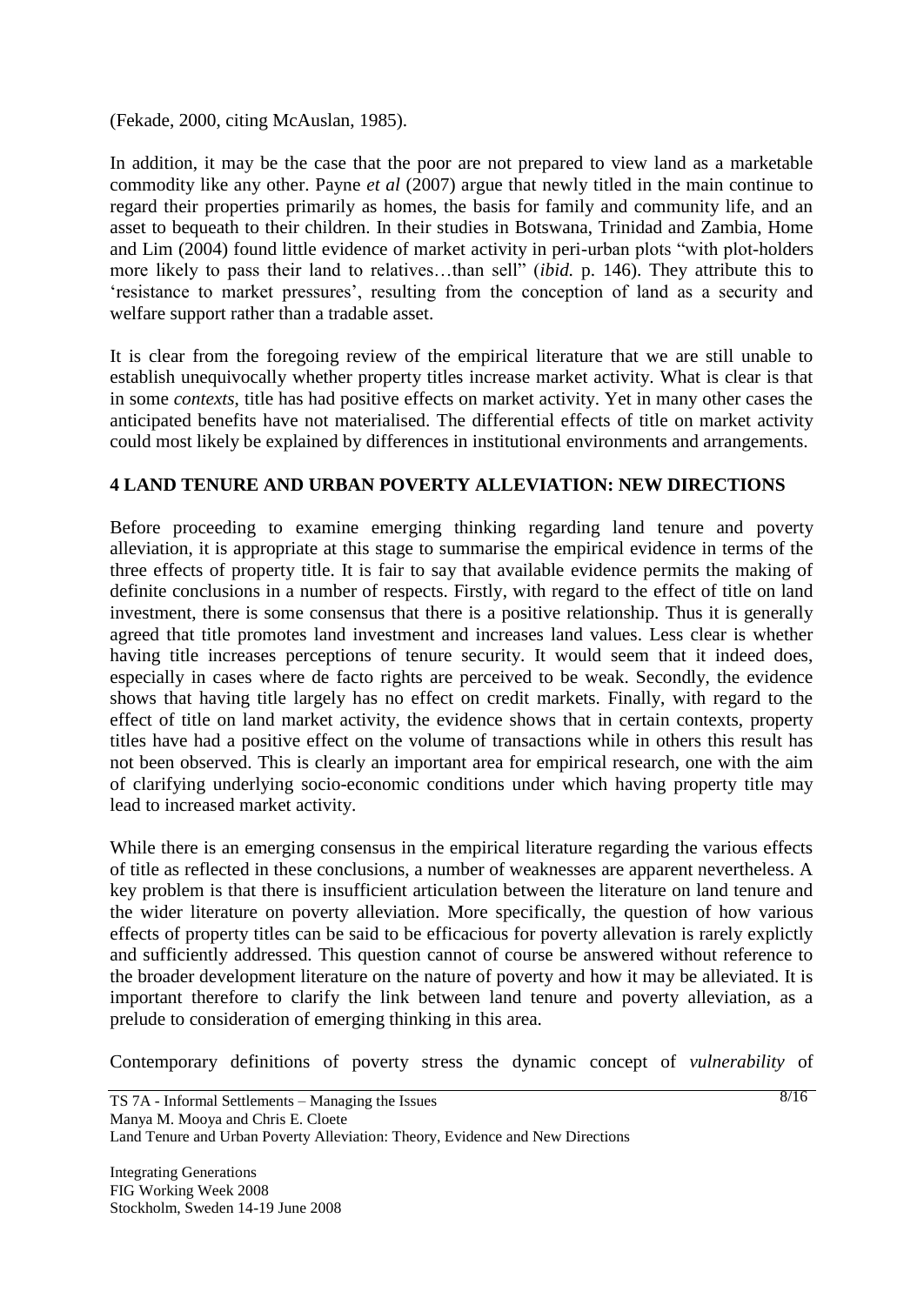(Fekade, 2000, citing McAuslan, 1985).

In addition, it may be the case that the poor are not prepared to view land as a marketable commodity like any other. Payne *et al* (2007) argue that newly titled in the main continue to regard their properties primarily as homes, the basis for family and community life, and an asset to bequeath to their children. In their studies in Botswana, Trinidad and Zambia, Home and Lim (2004) found little evidence of market activity in peri-urban plots "with plot-holders more likely to pass their land to relatives…than sell" (*ibid.* p. 146). They attribute this to 'resistance to market pressures', resulting from the conception of land as a security and welfare support rather than a tradable asset.

It is clear from the foregoing review of the empirical literature that we are still unable to establish unequivocally whether property titles increase market activity. What is clear is that in some *contexts*, title has had positive effects on market activity. Yet in many other cases the anticipated benefits have not materialised. The differential effects of title on market activity could most likely be explained by differences in institutional environments and arrangements.

## 4 LAND TENURE AND URBAN POVERTY ALLEVIATION: NEW DIRECTIONS

Before proceeding to examine emerging thinking regarding land tenure and poverty alleviation, it is appropriate at this stage to summarise the empirical evidence in terms of the three effects of property title. It is fair to say that available evidence permits the making of definite conclusions in a number of respects. Firstly, with regard to the effect of title on land investment, there is some consensus that there is a positive relationship. Thus it is generally agreed that title promotes land investment and increases land values. Less clear is whether having title increases perceptions of tenure security. It would seem that it indeed does, especially in cases where de facto rights are perceived to be weak. Secondly, the evidence shows that having title largely has no effect on credit markets. Finally, with regard to the effect of title on land market activity, the evidence shows that in certain contexts, property titles have had a positive effect on the volume of transactions while in others this result has not been observed. This is clearly an important area for empirical research, one with the aim of clarifying underlying socio-economic conditions under which having property title may lead to increased market activity.

While there is an emerging consensus in the empirical literature regarding the various effects of title as reflected in these conclusions, a number of weaknesses are apparent nevertheless. A key problem is that there is insufficient articulation between the literature on land tenure and the wider literature on poverty alleviation. More specifically, the question of how various effects of property titles can be said to be efficacious for poverty allevation is rarely explictly and sufficiently addressed. This question cannot of course be answered without reference to the broader development literature on the nature of poverty and how it may be alleviated. It is important therefore to clarify the link between land tenure and poverty alleviation, as a prelude to consideration of emerging thinking in this area.

Contemporary definitions of poverty stress the dynamic concept of *vulnerability* of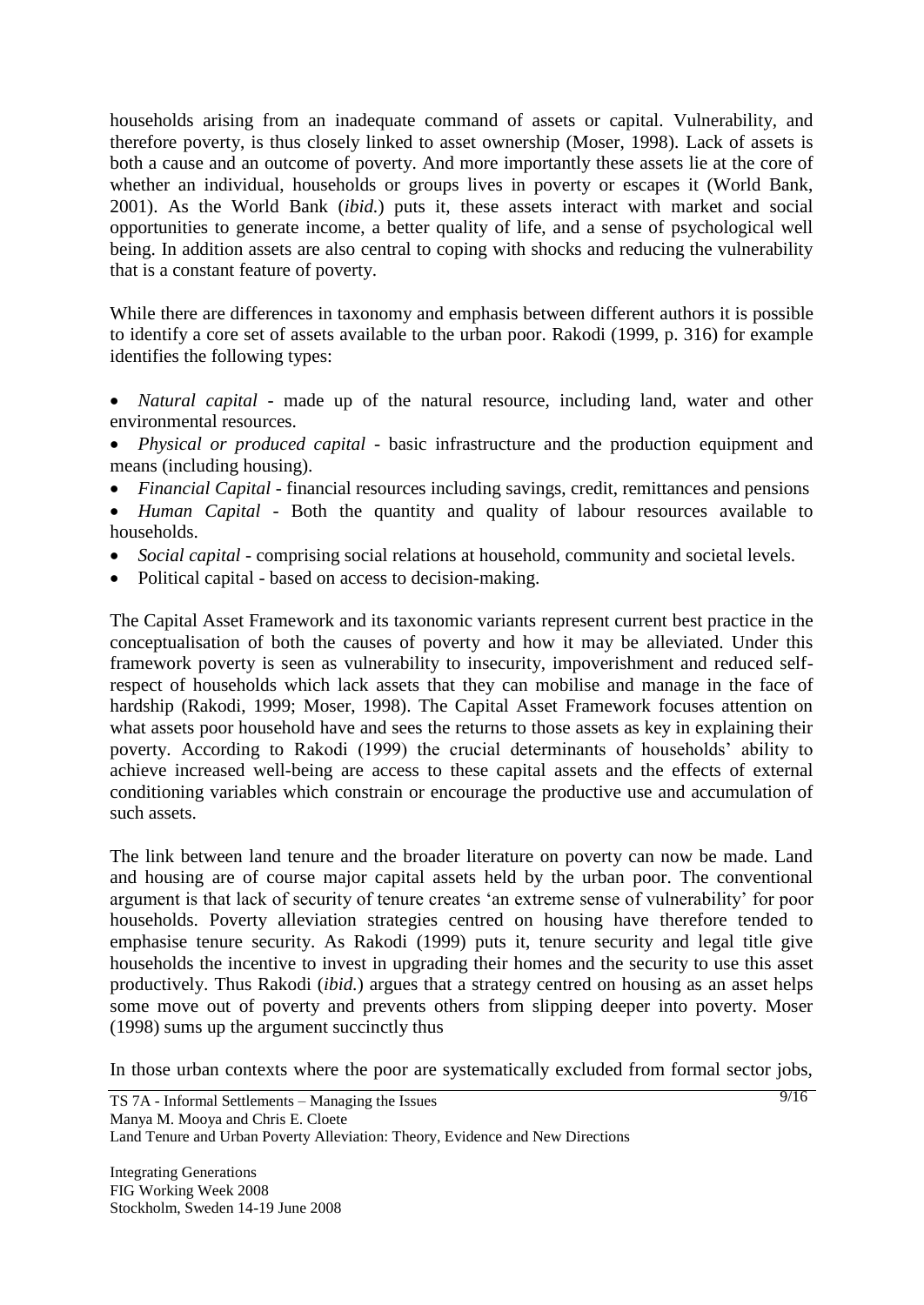households arising from an inadequate command of assets or capital. Vulnerability, and therefore poverty, is thus closely linked to asset ownership (Moser, 1998). Lack of assets is both a cause and an outcome of poverty. And more importantly these assets lie at the core of whether an individual, households or groups lives in poverty or escapes it (World Bank, 2001). As the World Bank (*ibid.*) puts it, these assets interact with market and social opportunities to generate income, a better quality of life, and a sense of psychological well being. In addition assets are also central to coping with shocks and reducing the vulnerability that is a constant feature of poverty.

While there are differences in taxonomy and emphasis between different authors it is possible to identify a core set of assets available to the urban poor. Rakodi (1999, p. 316) for example identifies the following types:

- *Natural capital* - made up of the natural resource, including land, water and other environmental resources.
- *Physical or produced capital* - basic infrastructure and the production equipment and means (including housing).
- *Financial Capital* - financial resources including savings, credit, remittances and pensions
- *Human Capital* - Both the quantity and quality of labour resources available to households.
- *Social capital* - comprising social relations at household, community and societal levels.
- Political capital - based on access to decision-making.

The Capital Asset Framework and its taxonomic variants represent current best practice in the conceptualisation of both the causes of poverty and how it may be alleviated. Under this framework poverty is seen as vulnerability to insecurity, impoverishment and reduced self-respect of households which lack assets that they can mobilise and manage in the face of hardship (Rakodi, 1999; Moser, 1998). The Capital Asset Framework focuses attention on what assets poor household have and sees the returns to those assets as key in explaining their poverty. According to Rakodi (1999) the crucial determinants of households' ability to achieve increased well-being are access to these capital assets and the effects of external conditioning variables which constrain or encourage the productive use and accumulation of such assets.

The link between land tenure and the broader literature on poverty can now be made. Land and housing are of course major capital assets held by the urban poor. The conventional argument is that lack of security of tenure creates 'an extreme sense of vulnerability' for poor households. Poverty alleviation strategies centred on housing have therefore tended to emphasise tenure security. As Rakodi (1999) puts it, tenure security and legal title give households the incentive to invest in upgrading their homes and the security to use this asset productively. Thus Rakodi (*ibid.*) argues that a strategy centred on housing as an asset helps some move out of poverty and prevents others from slipping deeper into poverty. Moser (1998) sums up the argument succinctly thus

In those urban contexts where the poor are systematically excluded from formal sector jobs,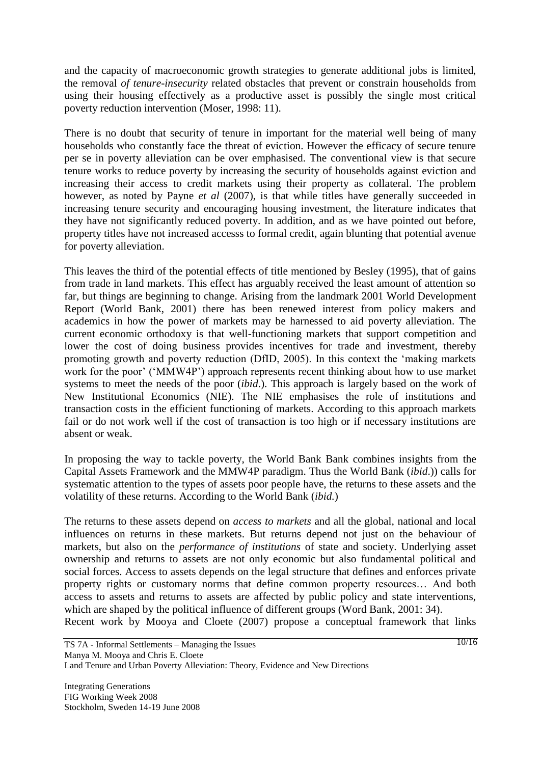and the capacity of macroeconomic growth strategies to generate additional jobs is limited, the removal *of tenure-insecurity* related obstacles that prevent or constrain households from using their housing effectively as a productive asset is possibly the single most critical poverty reduction intervention (Moser, 1998: 11).

There is no doubt that security of tenure in important for the material well being of many households who constantly face the threat of eviction. However the efficacy of secure tenure per se in poverty alleviation can be over emphasised. The conventional view is that secure tenure works to reduce poverty by increasing the security of households against eviction and increasing their access to credit markets using their property as collateral. The problem however, as noted by Payne *et al* (2007), is that while titles have generally succeeded in increasing tenure security and encouraging housing investment, the literature indicates that they have not significantly reduced poverty. In addition, and as we have pointed out before, property titles have not increased accesss to formal credit, again blunting that potential avenue for poverty alleviation.

This leaves the third of the potential effects of title mentioned by Besley (1995), that of gains from trade in land markets. This effect has arguably received the least amount of attention so far, but things are beginning to change. Arising from the landmark 2001 World Development Report (World Bank, 2001) there has been renewed interest from policy makers and academics in how the power of markets may be harnessed to aid poverty alleviation. The current economic orthodoxy is that well-functioning markets that support competition and lower the cost of doing business provides incentives for trade and investment, thereby promoting growth and poverty reduction (DfID, 2005). In this context the 'making markets work for the poor' ('MMW4P') approach represents recent thinking about how to use market systems to meet the needs of the poor (*ibid*.). This approach is largely based on the work of New Institutional Economics (NIE). The NIE emphasises the role of institutions and transaction costs in the efficient functioning of markets. According to this approach markets fail or do not work well if the cost of transaction is too high or if necessary institutions are absent or weak.

In proposing the way to tackle poverty, the World Bank Bank combines insights from the Capital Assets Framework and the MMW4P paradigm. Thus the World Bank (*ibid*.)) calls for systematic attention to the types of assets poor people have, the returns to these assets and the volatility of these returns. According to the World Bank (*ibid.*)

The returns to these assets depend on *access to markets* and all the global, national and local influences on returns in these markets. But returns depend not just on the behaviour of markets, but also on the *performance of institutions* of state and society. Underlying asset ownership and returns to assets are not only economic but also fundamental political and social forces. Access to assets depends on the legal structure that defines and enforces private property rights or customary norms that define common property resources… And both access to assets and returns to assets are affected by public policy and state interventions, which are shaped by the political influence of different groups (Word Bank, 2001: 34).

Recent work by Mooya and Cloete (2007) propose a conceptual framework that links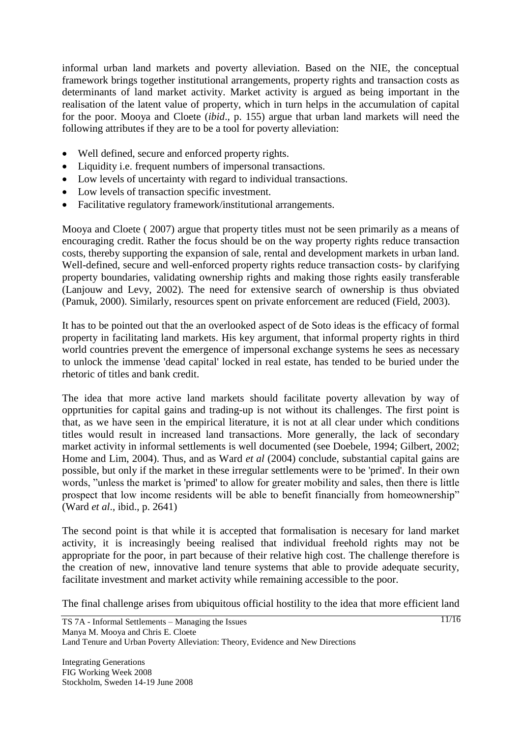informal urban land markets and poverty alleviation. Based on the NIE, the conceptual framework brings together institutional arrangements, property rights and transaction costs as determinants of land market activity. Market activity is argued as being important in the realisation of the latent value of property, which in turn helps in the accumulation of capital for the poor. Mooya and Cloete (*ibid*., p. 155) argue that urban land markets will need the following attributes if they are to be a tool for poverty alleviation:

- Well defined, secure and enforced property rights.
- Liquidity i.e. frequent numbers of impersonal transactions.
- Low levels of uncertainty with regard to individual transactions.
- Low levels of transaction specific investment.
- Facilitative regulatory framework/institutional arrangements.

Mooya and Cloete ( 2007) argue that property titles must not be seen primarily as a means of encouraging credit. Rather the focus should be on the way property rights reduce transaction costs, thereby supporting the expansion of sale, rental and development markets in urban land. Well-defined, secure and well-enforced property rights reduce transaction costs- by clarifying property boundaries, validating ownership rights and making those rights easily transferable (Lanjouw and Levy, 2002). The need for extensive search of ownership is thus obviated (Pamuk, 2000). Similarly, resources spent on private enforcement are reduced (Field, 2003).

It has to be pointed out that the an overlooked aspect of de Soto ideas is the efficacy of formal property in facilitating land markets. His key argument, that informal property rights in third world countries prevent the emergence of impersonal exchange systems he sees as necessary to unlock the immense 'dead capital' locked in real estate, has tended to be buried under the rhetoric of titles and bank credit.

The idea that more active land markets should facilitate poverty allevation by way of opprtunities for capital gains and trading-up is not without its challenges. The first point is that, as we have seen in the empirical literature, it is not at all clear under which conditions titles would result in increased land transactions. More generally, the lack of secondary market activity in informal settlements is well documented (see Doebele, 1994; Gilbert, 2002; Home and Lim, 2004). Thus, and as Ward *et al* (2004) conclude, substantial capital gains are possible, but only if the market in these irregular settlements were to be 'primed'. In their own words, "unless the market is 'primed' to allow for greater mobility and sales, then there is little prospect that low income residents will be able to benefit financially from homeownership" (Ward *et al*., ibid., p. 2641)

The second point is that while it is accepted that formalisation is necesary for land market activity, it is increasingly beeing realised that individual freehold rights may not be appropriate for the poor, in part because of their relative high cost. The challenge therefore is the creation of new, innovative land tenure systems that able to provide adequate security, facilitate investment and market activity while remaining accessible to the poor.

The final challenge arises from ubiquitous official hostility to the idea that more efficient land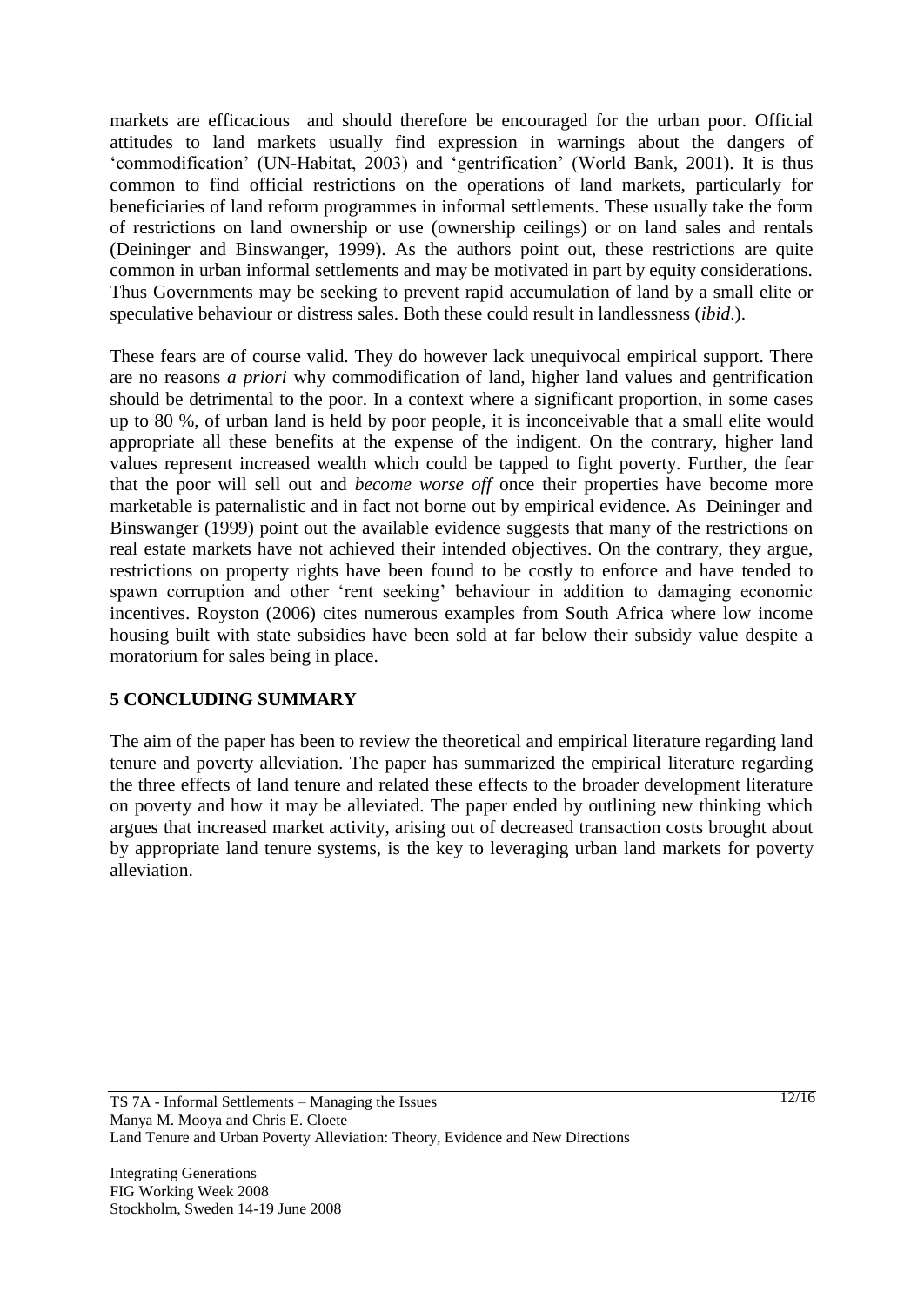markets are efficacious and should therefore be encouraged for the urban poor. Official attitudes to land markets usually find expression in warnings about the dangers of 'commodification' (UN-Habitat, 2003) and 'gentrification' (World Bank, 2001). It is thus common to find official restrictions on the operations of land markets, particularly for beneficiaries of land reform programmes in informal settlements. These usually take the form of restrictions on land ownership or use (ownership ceilings) or on land sales and rentals (Deininger and Binswanger, 1999). As the authors point out, these restrictions are quite common in urban informal settlements and may be motivated in part by equity considerations. Thus Governments may be seeking to prevent rapid accumulation of land by a small elite or speculative behaviour or distress sales. Both these could result in landlessness (*ibid*.).

These fears are of course valid. They do however lack unequivocal empirical support. There are no reasons *a priori* why commodification of land, higher land values and gentrification should be detrimental to the poor. In a context where a significant proportion, in some cases up to 80 %, of urban land is held by poor people, it is inconceivable that a small elite would appropriate all these benefits at the expense of the indigent. On the contrary, higher land values represent increased wealth which could be tapped to fight poverty. Further, the fear that the poor will sell out and *become worse off* once their properties have become more marketable is paternalistic and in fact not borne out by empirical evidence. As Deininger and Binswanger (1999) point out the available evidence suggests that many of the restrictions on real estate markets have not achieved their intended objectives. On the contrary, they argue, restrictions on property rights have been found to be costly to enforce and have tended to spawn corruption and other 'rent seeking' behaviour in addition to damaging economic incentives. Royston (2006) cites numerous examples from South Africa where low income housing built with state subsidies have been sold at far below their subsidy value despite a moratorium for sales being in place.

## 5 CONCLUDING SUMMARY

The aim of the paper has been to review the theoretical and empirical literature regarding land tenure and poverty alleviation. The paper has summarized the empirical literature regarding the three effects of land tenure and related these effects to the broader development literature on poverty and how it may be alleviated. The paper ended by outlining new thinking which argues that increased market activity, arising out of decreased transaction costs brought about by appropriate land tenure systems, is the key to leveraging urban land markets for poverty alleviation.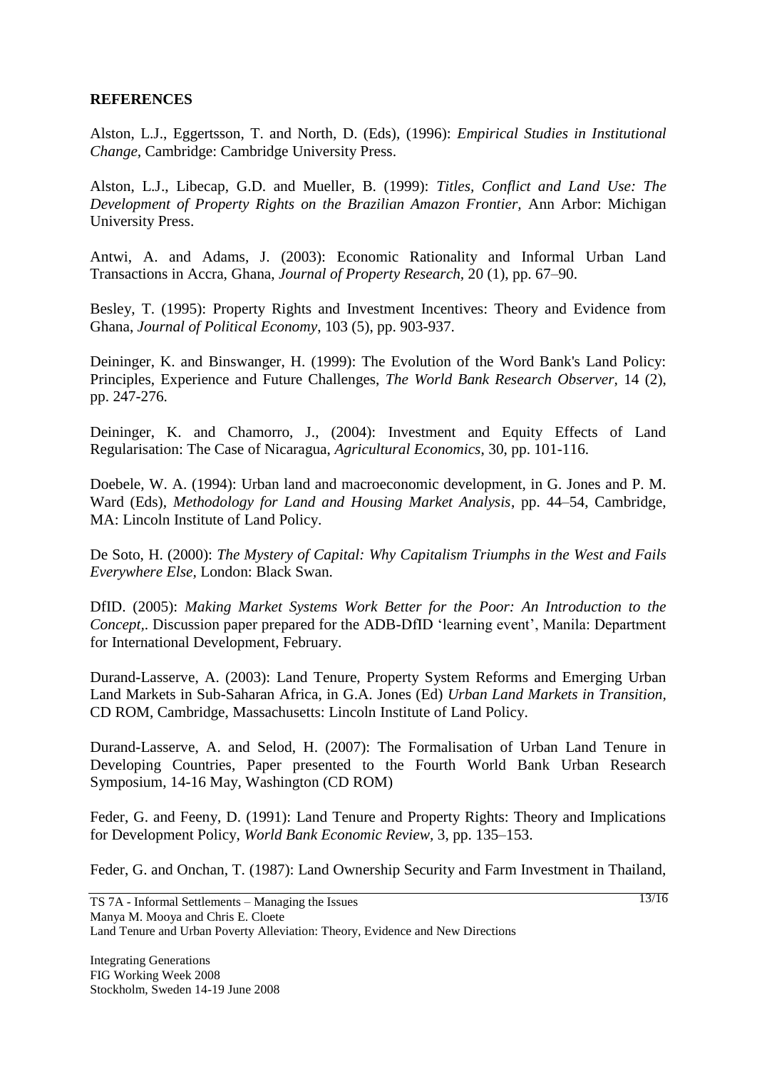**REFERENCES**

Alston, L.J., Eggertsson, T. and North, D. (Eds), (1996): *Empirical Studies in Institutional Change,* Cambridge: Cambridge University Press.

Alston, L.J., Libecap, G.D. and Mueller, B. (1999): *Titles, Conflict and Land Use: The Development of Property Rights on the Brazilian Amazon Frontier,* Ann Arbor: Michigan University Press.

Antwi, A. and Adams, J. (2003): Economic Rationality and Informal Urban Land Transactions in Accra, Ghana, *Journal of Property Research,* 20 (1), pp. 67–90.

Besley, T. (1995): Property Rights and Investment Incentives: Theory and Evidence from Ghana, *Journal of Political Economy*, 103 (5), pp. 903-937.

Deininger, K. and Binswanger, H. (1999): The Evolution of the Word Bank's Land Policy: Principles, Experience and Future Challenges, *The World Bank Research Observer,* 14 (2), pp. 247-276.

Deininger, K. and Chamorro, J., (2004): Investment and Equity Effects of Land Regularisation: The Case of Nicaragua, *Agricultural Economics*, 30, pp. 101-116.

Doebele, W. A. (1994): Urban land and macroeconomic development, in G. Jones and P. M. Ward (Eds), *Methodology for Land and Housing Market Analysis*, pp. 44–54, Cambridge, MA: Lincoln Institute of Land Policy.

De Soto, H. (2000): *The Mystery of Capital: Why Capitalism Triumphs in the West and Fails Everywhere Else*, London: Black Swan.

DfID. (2005): *Making Market Systems Work Better for the Poor: An Introduction to the Concept,*. Discussion paper prepared for the ADB-DfID 'learning event', Manila: Department for International Development, February.

Durand-Lasserve, A. (2003): Land Tenure, Property System Reforms and Emerging Urban Land Markets in Sub-Saharan Africa, in G.A. Jones (Ed) *Urban Land Markets in Transition*, CD ROM, Cambridge, Massachusetts: Lincoln Institute of Land Policy.

Durand-Lasserve, A. and Selod, H. (2007): The Formalisation of Urban Land Tenure in Developing Countries, Paper presented to the Fourth World Bank Urban Research Symposium, 14-16 May, Washington (CD ROM)

Feder, G. and Feeny, D. (1991): Land Tenure and Property Rights: Theory and Implications for Development Policy, *World Bank Economic Review,* 3, pp. 135–153.

Feder, G. and Onchan, T. (1987): Land Ownership Security and Farm Investment in Thailand,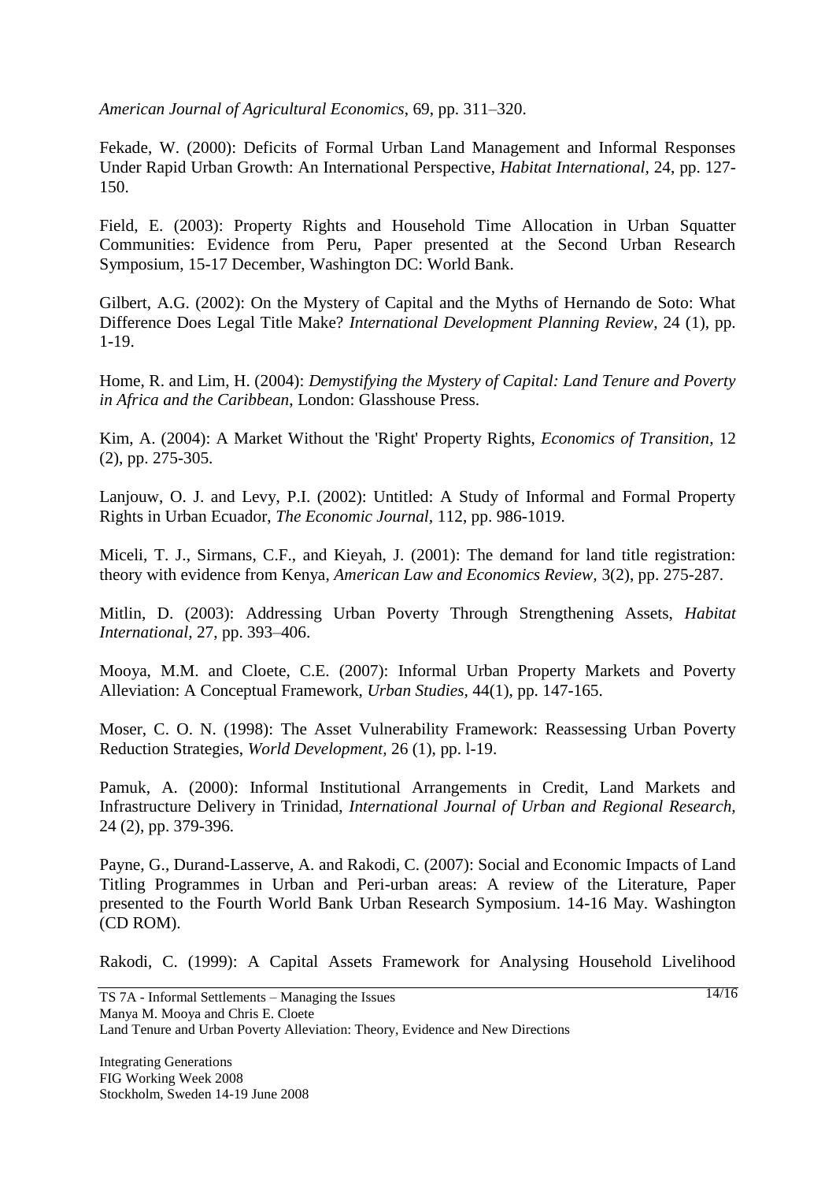*American Journal of Agricultural Economics*, 69, pp. 311–320.

Fekade, W. (2000): Deficits of Formal Urban Land Management and Informal Responses Under Rapid Urban Growth: An International Perspective, *Habitat International*, 24, pp. 127-150.

Field, E. (2003): Property Rights and Household Time Allocation in Urban Squatter Communities: Evidence from Peru, Paper presented at the Second Urban Research Symposium, 15-17 December, Washington DC: World Bank.

Gilbert, A.G. (2002): On the Mystery of Capital and the Myths of Hernando de Soto: What Difference Does Legal Title Make? *International Development Planning Review*, 24 (1), pp. 1-19.

Home, R. and Lim, H. (2004): *Demystifying the Mystery of Capital: Land Tenure and Poverty in Africa and the Caribbean*, London: Glasshouse Press.

Kim, A. (2004): A Market Without the 'Right' Property Rights, *Economics of Transition*, 12 (2), pp. 275-305.

Lanjouw, O. J. and Levy, P.I. (2002): Untitled: A Study of Informal and Formal Property Rights in Urban Ecuador, *The Economic Journal*, 112, pp. 986-1019.

Miceli, T. J., Sirmans, C.F., and Kieyah, J. (2001): The demand for land title registration: theory with evidence from Kenya, *American Law and Economics Review*, 3(2), pp. 275-287.

Mitlin, D. (2003): Addressing Urban Poverty Through Strengthening Assets, *Habitat International*, 27, pp. 393–406.

Mooya, M.M. and Cloete, C.E. (2007): Informal Urban Property Markets and Poverty Alleviation: A Conceptual Framework, *Urban Studies*, 44(1), pp. 147-165.

Moser, C. O. N. (1998): The Asset Vulnerability Framework: Reassessing Urban Poverty Reduction Strategies, *World Development*, 26 (1), pp. l-19.

Pamuk, A. (2000): Informal Institutional Arrangements in Credit, Land Markets and Infrastructure Delivery in Trinidad, *International Journal of Urban and Regional Research*, 24 (2), pp. 379-396.

Payne, G., Durand-Lasserve, A. and Rakodi, C. (2007): Social and Economic Impacts of Land Titling Programmes in Urban and Peri-urban areas: A review of the Literature, Paper presented to the Fourth World Bank Urban Research Symposium. 14-16 May. Washington (CD ROM).

Rakodi, C. (1999): A Capital Assets Framework for Analysing Household Livelihood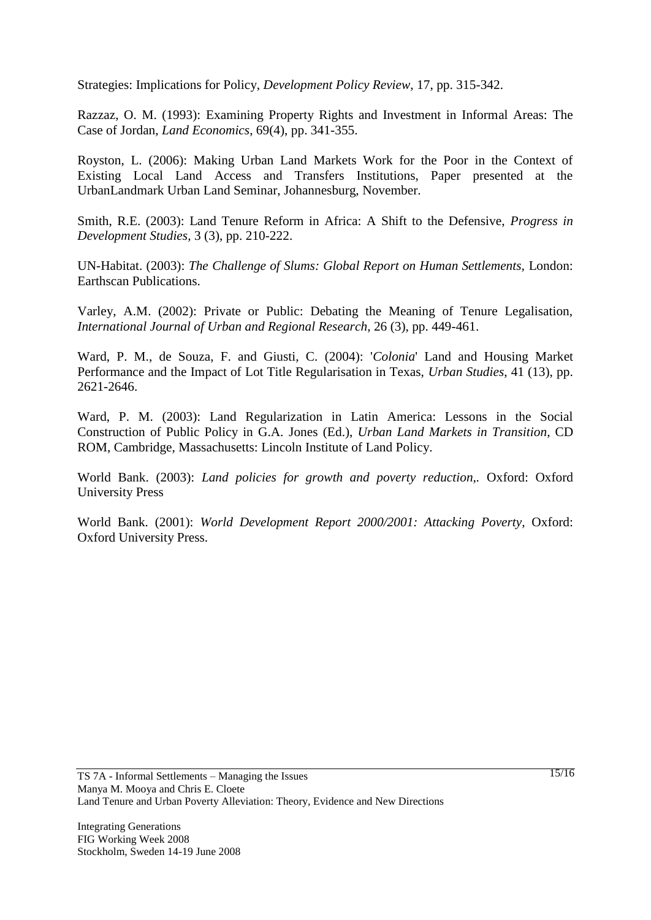Strategies: Implications for Policy, *Development Policy Review*, 17, pp. 315-342.

Razzaz, O. M. (1993): Examining Property Rights and Investment in Informal Areas: The Case of Jordan, *Land Economics*, 69(4), pp. 341-355.

Royston, L. (2006): Making Urban Land Markets Work for the Poor in the Context of Existing Local Land Access and Transfers Institutions, Paper presented at the UrbanLandmark Urban Land Seminar, Johannesburg, November.

Smith, R.E. (2003): Land Tenure Reform in Africa: A Shift to the Defensive, *Progress in Development Studies*, 3 (3), pp. 210-222.

UN-Habitat. (2003): *The Challenge of Slums: Global Report on Human Settlements*, London: Earthscan Publications.

Varley, A.M. (2002): Private or Public: Debating the Meaning of Tenure Legalisation, *International Journal of Urban and Regional Research*, 26 (3), pp. 449-461.

Ward, P. M., de Souza, F. and Giusti, C. (2004): '*Colonia*' Land and Housing Market Performance and the Impact of Lot Title Regularisation in Texas, *Urban Studies*, 41 (13), pp. 2621-2646.

Ward, P. M. (2003): Land Regularization in Latin America: Lessons in the Social Construction of Public Policy in G.A. Jones (Ed.), *Urban Land Markets in Transition*, CD ROM, Cambridge, Massachusetts: Lincoln Institute of Land Policy.

World Bank. (2003): *Land policies for growth and poverty reduction,*. Oxford: Oxford University Press

World Bank. (2001): *World Development Report 2000/2001: Attacking Poverty*, Oxford: Oxford University Press.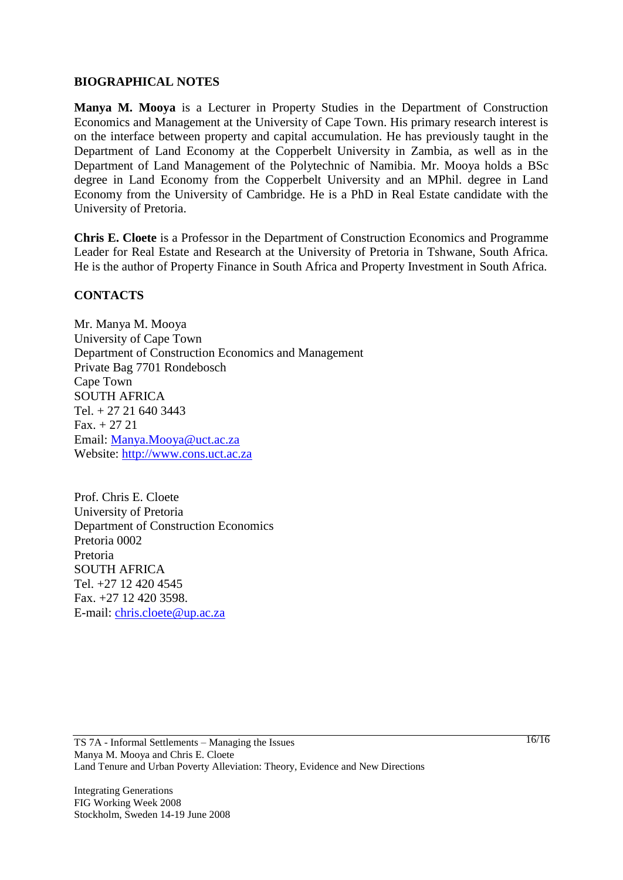## BIOGRAPHICAL NOTES

**Manya M. Mooya** is a Lecturer in Property Studies in the Department of Construction Economics and Management at the University of Cape Town. His primary research interest is on the interface between property and capital accumulation. He has previously taught in the Department of Land Economy at the Copperbelt University in Zambia, as well as in the Department of Land Management of the Polytechnic of Namibia. Mr. Mooya holds a BSc degree in Land Economy from the Copperbelt University and an MPhil. degree in Land Economy from the University of Cambridge. He is a PhD in Real Estate candidate with the University of Pretoria.

**Chris E. Cloete** is a Professor in the Department of Construction Economics and Programme Leader for Real Estate and Research at the University of Pretoria in Tshwane, South Africa. He is the author of Property Finance in South Africa and Property Investment in South Africa.

## CONTACTS

Mr. Manya M. Mooya
University of Cape Town
Department of Construction Economics and Management
Private Bag 7701 Rondebosch
Cape Town
SOUTH AFRICA
Tel. + 27 21 640 3443
Fax. + 27 21
Email: Manya.Mooya@uct.ac.za
Website: http://www.cons.uct.ac.za

Prof. Chris E. Cloete
University of Pretoria
Department of Construction Economics
Pretoria 0002
Pretoria
SOUTH AFRICA
Tel. +27 12 420 4545
Fax. +27 12 420 3598.
E-mail: chris.cloete@up.ac.za